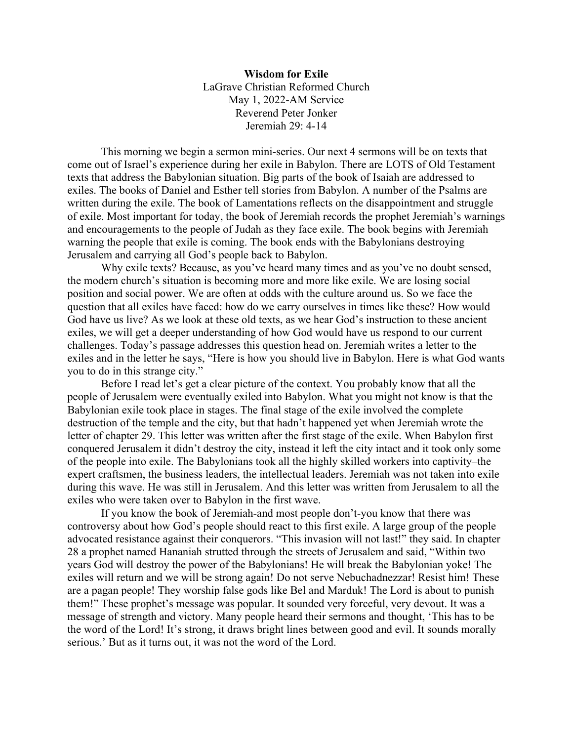**Wisdom for Exile**
LaGrave Christian Reformed Church
May 1, 2022-AM Service
Reverend Peter Jonker
Jeremiah 29: 4-14

This morning we begin a sermon mini-series. Our next 4 sermons will be on texts that come out of Israel's experience during her exile in Babylon. There are LOTS of Old Testament texts that address the Babylonian situation. Big parts of the book of Isaiah are addressed to exiles. The books of Daniel and Esther tell stories from Babylon. A number of the Psalms are written during the exile. The book of Lamentations reflects on the disappointment and struggle of exile. Most important for today, the book of Jeremiah records the prophet Jeremiah's warnings and encouragements to the people of Judah as they face exile. The book begins with Jeremiah warning the people that exile is coming. The book ends with the Babylonians destroying Jerusalem and carrying all God's people back to Babylon.

Why exile texts? Because, as you've heard many times and as you've no doubt sensed, the modern church's situation is becoming more and more like exile. We are losing social position and social power. We are often at odds with the culture around us. So we face the question that all exiles have faced: how do we carry ourselves in times like these? How would God have us live? As we look at these old texts, as we hear God's instruction to these ancient exiles, we will get a deeper understanding of how God would have us respond to our current challenges. Today's passage addresses this question head on. Jeremiah writes a letter to the exiles and in the letter he says, "Here is how you should live in Babylon. Here is what God wants you to do in this strange city."

Before I read let's get a clear picture of the context. You probably know that all the people of Jerusalem were eventually exiled into Babylon. What you might not know is that the Babylonian exile took place in stages. The final stage of the exile involved the complete destruction of the temple and the city, but that hadn't happened yet when Jeremiah wrote the letter of chapter 29. This letter was written after the first stage of the exile. When Babylon first conquered Jerusalem it didn't destroy the city, instead it left the city intact and it took only some of the people into exile. The Babylonians took all the highly skilled workers into captivity–the expert craftsmen, the business leaders, the intellectual leaders. Jeremiah was not taken into exile during this wave. He was still in Jerusalem. And this letter was written from Jerusalem to all the exiles who were taken over to Babylon in the first wave.

If you know the book of Jeremiah-and most people don't-you know that there was controversy about how God's people should react to this first exile. A large group of the people advocated resistance against their conquerors. "This invasion will not last!" they said. In chapter 28 a prophet named Hananiah strutted through the streets of Jerusalem and said, "Within two years God will destroy the power of the Babylonians! He will break the Babylonian yoke! The exiles will return and we will be strong again! Do not serve Nebuchadnezzar! Resist him! These are a pagan people! They worship false gods like Bel and Marduk! The Lord is about to punish them!" These prophet's message was popular. It sounded very forceful, very devout. It was a message of strength and victory. Many people heard their sermons and thought, 'This has to be the word of the Lord! It's strong, it draws bright lines between good and evil. It sounds morally serious.' But as it turns out, it was not the word of the Lord.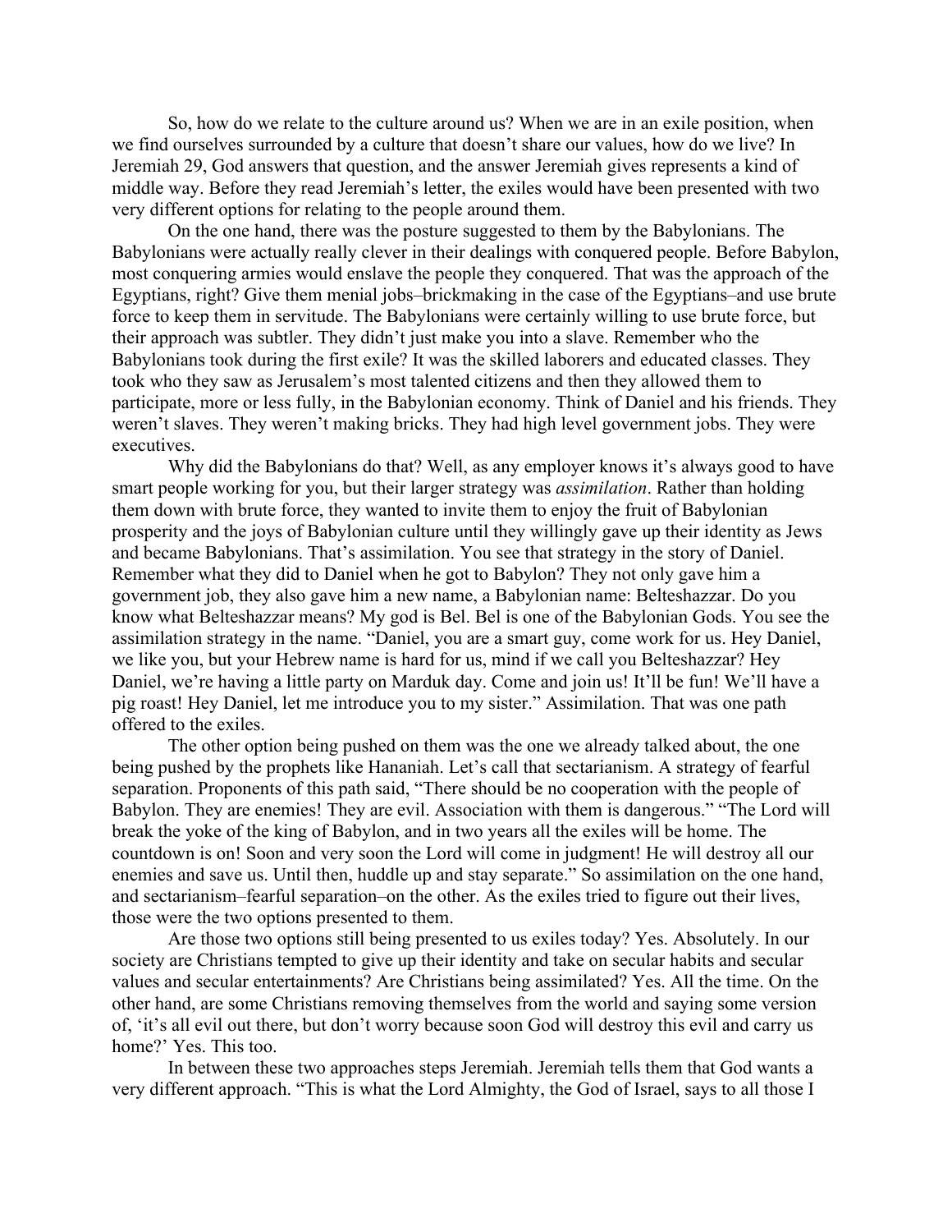So, how do we relate to the culture around us? When we are in an exile position, when we find ourselves surrounded by a culture that doesn't share our values, how do we live? In Jeremiah 29, God answers that question, and the answer Jeremiah gives represents a kind of middle way. Before they read Jeremiah's letter, the exiles would have been presented with two very different options for relating to the people around them.

On the one hand, there was the posture suggested to them by the Babylonians. The Babylonians were actually really clever in their dealings with conquered people. Before Babylon, most conquering armies would enslave the people they conquered. That was the approach of the Egyptians, right? Give them menial jobs–brickmaking in the case of the Egyptians–and use brute force to keep them in servitude. The Babylonians were certainly willing to use brute force, but their approach was subtler. They didn't just make you into a slave. Remember who the Babylonians took during the first exile? It was the skilled laborers and educated classes. They took who they saw as Jerusalem's most talented citizens and then they allowed them to participate, more or less fully, in the Babylonian economy. Think of Daniel and his friends. They weren't slaves. They weren't making bricks. They had high level government jobs. They were executives.

Why did the Babylonians do that? Well, as any employer knows it's always good to have smart people working for you, but their larger strategy was *assimilation*. Rather than holding them down with brute force, they wanted to invite them to enjoy the fruit of Babylonian prosperity and the joys of Babylonian culture until they willingly gave up their identity as Jews and became Babylonians. That's assimilation. You see that strategy in the story of Daniel. Remember what they did to Daniel when he got to Babylon? They not only gave him a government job, they also gave him a new name, a Babylonian name: Belteshazzar. Do you know what Belteshazzar means? My god is Bel. Bel is one of the Babylonian Gods. You see the assimilation strategy in the name. "Daniel, you are a smart guy, come work for us. Hey Daniel, we like you, but your Hebrew name is hard for us, mind if we call you Belteshazzar? Hey Daniel, we're having a little party on Marduk day. Come and join us! It'll be fun! We'll have a pig roast! Hey Daniel, let me introduce you to my sister." Assimilation. That was one path offered to the exiles.

The other option being pushed on them was the one we already talked about, the one being pushed by the prophets like Hananiah. Let's call that sectarianism. A strategy of fearful separation. Proponents of this path said, "There should be no cooperation with the people of Babylon. They are enemies! They are evil. Association with them is dangerous." "The Lord will break the yoke of the king of Babylon, and in two years all the exiles will be home. The countdown is on! Soon and very soon the Lord will come in judgment! He will destroy all our enemies and save us. Until then, huddle up and stay separate." So assimilation on the one hand, and sectarianism–fearful separation–on the other. As the exiles tried to figure out their lives, those were the two options presented to them.

Are those two options still being presented to us exiles today? Yes. Absolutely. In our society are Christians tempted to give up their identity and take on secular habits and secular values and secular entertainments? Are Christians being assimilated? Yes. All the time. On the other hand, are some Christians removing themselves from the world and saying some version of, 'it's all evil out there, but don't worry because soon God will destroy this evil and carry us home?' Yes. This too.

In between these two approaches steps Jeremiah. Jeremiah tells them that God wants a very different approach. "This is what the Lord Almighty, the God of Israel, says to all those I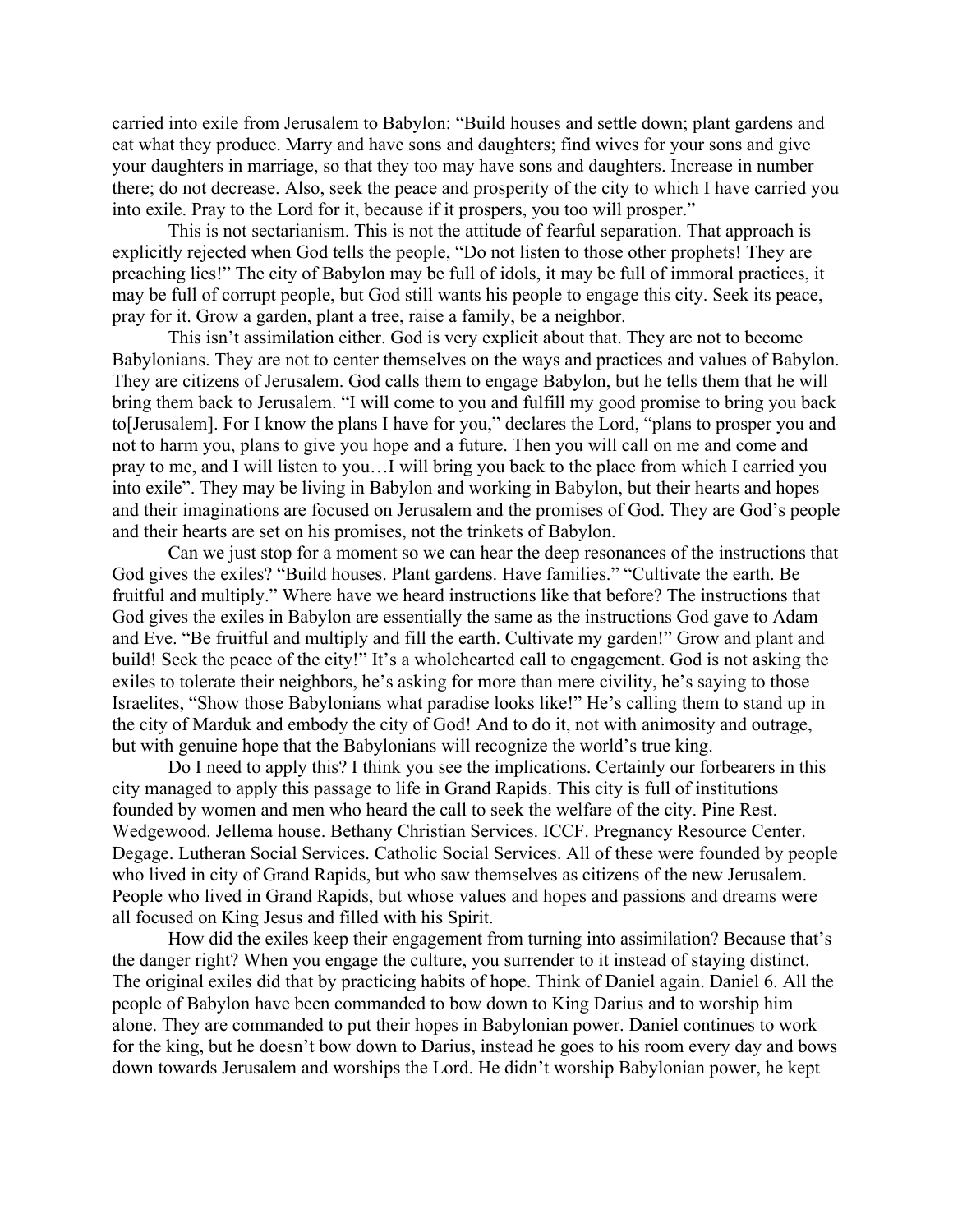carried into exile from Jerusalem to Babylon: "Build houses and settle down; plant gardens and eat what they produce. Marry and have sons and daughters; find wives for your sons and give your daughters in marriage, so that they too may have sons and daughters. Increase in number there; do not decrease. Also, seek the peace and prosperity of the city to which I have carried you into exile. Pray to the Lord for it, because if it prospers, you too will prosper."

This is not sectarianism. This is not the attitude of fearful separation. That approach is explicitly rejected when God tells the people, "Do not listen to those other prophets! They are preaching lies!" The city of Babylon may be full of idols, it may be full of immoral practices, it may be full of corrupt people, but God still wants his people to engage this city. Seek its peace, pray for it. Grow a garden, plant a tree, raise a family, be a neighbor.

This isn't assimilation either. God is very explicit about that. They are not to become Babylonians. They are not to center themselves on the ways and practices and values of Babylon. They are citizens of Jerusalem. God calls them to engage Babylon, but he tells them that he will bring them back to Jerusalem. "I will come to you and fulfill my good promise to bring you back to[Jerusalem]. For I know the plans I have for you," declares the Lord, "plans to prosper you and not to harm you, plans to give you hope and a future. Then you will call on me and come and pray to me, and I will listen to you…I will bring you back to the place from which I carried you into exile". They may be living in Babylon and working in Babylon, but their hearts and hopes and their imaginations are focused on Jerusalem and the promises of God. They are God's people and their hearts are set on his promises, not the trinkets of Babylon.

Can we just stop for a moment so we can hear the deep resonances of the instructions that God gives the exiles? "Build houses. Plant gardens. Have families." "Cultivate the earth. Be fruitful and multiply." Where have we heard instructions like that before? The instructions that God gives the exiles in Babylon are essentially the same as the instructions God gave to Adam and Eve. "Be fruitful and multiply and fill the earth. Cultivate my garden!" Grow and plant and build! Seek the peace of the city!" It's a wholehearted call to engagement. God is not asking the exiles to tolerate their neighbors, he's asking for more than mere civility, he's saying to those Israelites, "Show those Babylonians what paradise looks like!" He's calling them to stand up in the city of Marduk and embody the city of God! And to do it, not with animosity and outrage, but with genuine hope that the Babylonians will recognize the world's true king.

Do I need to apply this? I think you see the implications. Certainly our forbearers in this city managed to apply this passage to life in Grand Rapids. This city is full of institutions founded by women and men who heard the call to seek the welfare of the city. Pine Rest. Wedgewood. Jellema house. Bethany Christian Services. ICCF. Pregnancy Resource Center. Degage. Lutheran Social Services. Catholic Social Services. All of these were founded by people who lived in city of Grand Rapids, but who saw themselves as citizens of the new Jerusalem. People who lived in Grand Rapids, but whose values and hopes and passions and dreams were all focused on King Jesus and filled with his Spirit.

How did the exiles keep their engagement from turning into assimilation? Because that's the danger right? When you engage the culture, you surrender to it instead of staying distinct. The original exiles did that by practicing habits of hope. Think of Daniel again. Daniel 6. All the people of Babylon have been commanded to bow down to King Darius and to worship him alone. They are commanded to put their hopes in Babylonian power. Daniel continues to work for the king, but he doesn't bow down to Darius, instead he goes to his room every day and bows down towards Jerusalem and worships the Lord. He didn't worship Babylonian power, he kept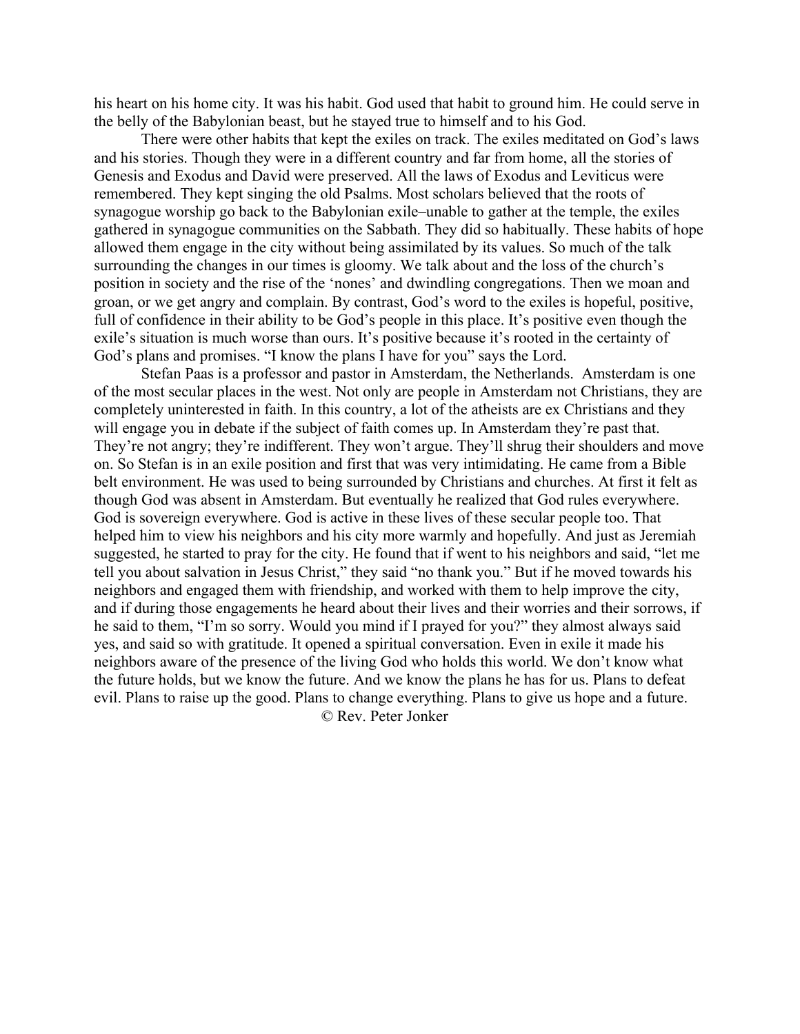his heart on his home city. It was his habit. God used that habit to ground him. He could serve in the belly of the Babylonian beast, but he stayed true to himself and to his God.

There were other habits that kept the exiles on track. The exiles meditated on God's laws and his stories. Though they were in a different country and far from home, all the stories of Genesis and Exodus and David were preserved. All the laws of Exodus and Leviticus were remembered. They kept singing the old Psalms. Most scholars believed that the roots of synagogue worship go back to the Babylonian exile–unable to gather at the temple, the exiles gathered in synagogue communities on the Sabbath. They did so habitually. These habits of hope allowed them engage in the city without being assimilated by its values. So much of the talk surrounding the changes in our times is gloomy. We talk about and the loss of the church's position in society and the rise of the 'nones' and dwindling congregations. Then we moan and groan, or we get angry and complain. By contrast, God's word to the exiles is hopeful, positive, full of confidence in their ability to be God's people in this place. It's positive even though the exile's situation is much worse than ours. It's positive because it's rooted in the certainty of God's plans and promises. "I know the plans I have for you" says the Lord.

Stefan Paas is a professor and pastor in Amsterdam, the Netherlands. Amsterdam is one of the most secular places in the west. Not only are people in Amsterdam not Christians, they are completely uninterested in faith. In this country, a lot of the atheists are ex Christians and they will engage you in debate if the subject of faith comes up. In Amsterdam they're past that. They're not angry; they're indifferent. They won't argue. They'll shrug their shoulders and move on. So Stefan is in an exile position and first that was very intimidating. He came from a Bible belt environment. He was used to being surrounded by Christians and churches. At first it felt as though God was absent in Amsterdam. But eventually he realized that God rules everywhere. God is sovereign everywhere. God is active in these lives of these secular people too. That helped him to view his neighbors and his city more warmly and hopefully. And just as Jeremiah suggested, he started to pray for the city. He found that if went to his neighbors and said, "let me tell you about salvation in Jesus Christ," they said "no thank you." But if he moved towards his neighbors and engaged them with friendship, and worked with them to help improve the city, and if during those engagements he heard about their lives and their worries and their sorrows, if he said to them, "I'm so sorry. Would you mind if I prayed for you?" they almost always said yes, and said so with gratitude. It opened a spiritual conversation. Even in exile it made his neighbors aware of the presence of the living God who holds this world. We don't know what the future holds, but we know the future. And we know the plans he has for us. Plans to defeat evil. Plans to raise up the good. Plans to change everything. Plans to give us hope and a future.

© Rev. Peter Jonker